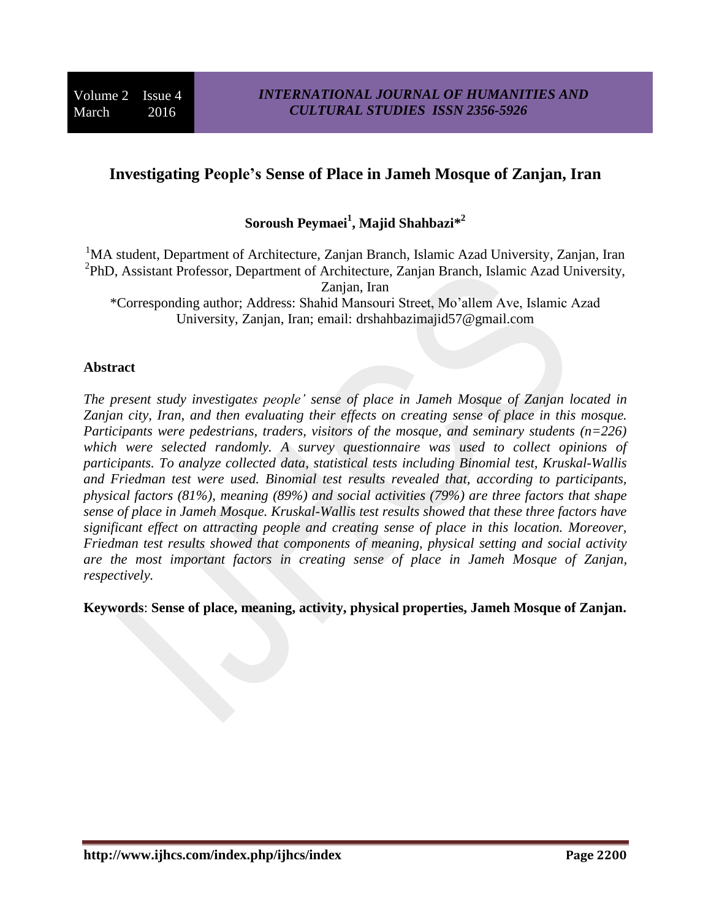# Investigating People's Sense of Place in Jameh Mosque of Zanjan, Iran

**Soroush Peymaei[1], Majid Shahbazi*[2]**

[1]MA student, Department of Architecture, Zanjan Branch, Islamic Azad University, Zanjan, Iran
[2]PhD, Assistant Professor, Department of Architecture, Zanjan Branch, Islamic Azad University, Zanjan, Iran
*Corresponding author; Address: Shahid Mansouri Street, Mo'allem Ave, Islamic Azad University, Zanjan, Iran; email: drshahbazimajid57@gmail.com

## Abstract

*The present study investigates people' sense of place in Jameh Mosque of Zanjan located in Zanjan city, Iran, and then evaluating their effects on creating sense of place in this mosque. Participants were pedestrians, traders, visitors of the mosque, and seminary students (n=226) which were selected randomly. A survey questionnaire was used to collect opinions of participants. To analyze collected data, statistical tests including Binomial test, Kruskal-Wallis and Friedman test were used. Binomial test results revealed that, according to participants, physical factors (81%), meaning (89%) and social activities (79%) are three factors that shape sense of place in Jameh Mosque. Kruskal-Wallis test results showed that these three factors have significant effect on attracting people and creating sense of place in this location. Moreover, Friedman test results showed that components of meaning, physical setting and social activity are the most important factors in creating sense of place in Jameh Mosque of Zanjan, respectively.*

**Keywords**: **Sense of place, meaning, activity, physical properties, Jameh Mosque of Zanjan.**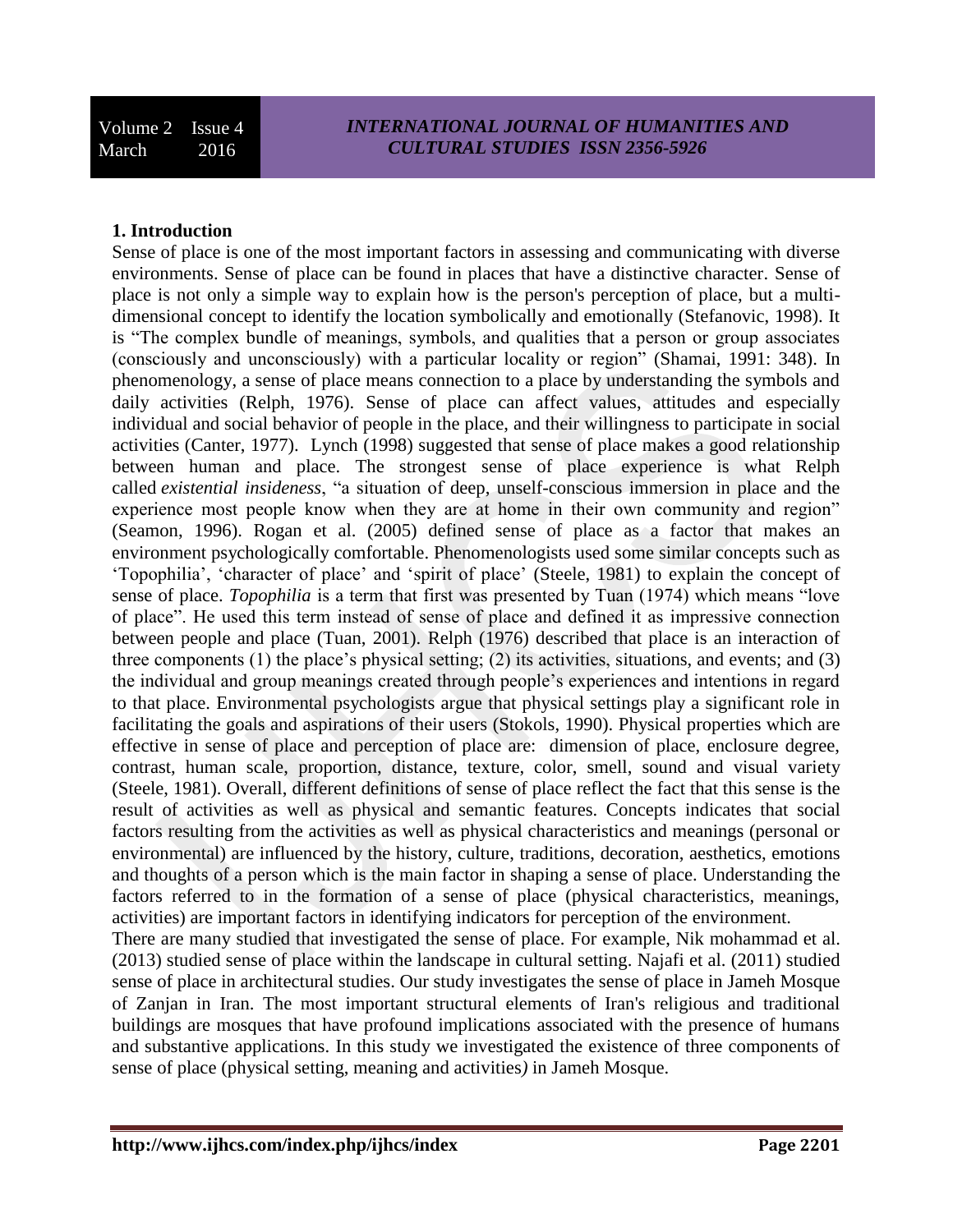## 1. Introduction

Sense of place is one of the most important factors in assessing and communicating with diverse environments. Sense of place can be found in places that have a distinctive character. Sense of place is not only a simple way to explain how is the person's perception of place, but a multi-dimensional concept to identify the location symbolically and emotionally (Stefanovic, 1998). It is "The complex bundle of meanings, symbols, and qualities that a person or group associates (consciously and unconsciously) with a particular locality or region" (Shamai, 1991: 348). In phenomenology, a sense of place means connection to a place by understanding the symbols and daily activities (Relph, 1976). Sense of place can affect values, attitudes and especially individual and social behavior of people in the place, and their willingness to participate in social activities (Canter, 1977). Lynch (1998) suggested that sense of place makes a good relationship between human and place. The strongest sense of place experience is what Relph called *existential insideness*, "a situation of deep, unself-conscious immersion in place and the experience most people know when they are at home in their own community and region" (Seamon, 1996). Rogan et al. (2005) defined sense of place as a factor that makes an environment psychologically comfortable. Phenomenologists used some similar concepts such as 'Topophilia', 'character of place' and 'spirit of place' (Steele, 1981) to explain the concept of sense of place. *Topophilia* is a term that first was presented by Tuan (1974) which means "love of place". He used this term instead of sense of place and defined it as impressive connection between people and place (Tuan, 2001). Relph (1976) described that place is an interaction of three components (1) the place's physical setting; (2) its activities, situations, and events; and (3) the individual and group meanings created through people's experiences and intentions in regard to that place. Environmental psychologists argue that physical settings play a significant role in facilitating the goals and aspirations of their users (Stokols, 1990). Physical properties which are effective in sense of place and perception of place are: dimension of place, enclosure degree, contrast, human scale, proportion, distance, texture, color, smell, sound and visual variety (Steele, 1981). Overall, different definitions of sense of place reflect the fact that this sense is the result of activities as well as physical and semantic features. Concepts indicates that social factors resulting from the activities as well as physical characteristics and meanings (personal or environmental) are influenced by the history, culture, traditions, decoration, aesthetics, emotions and thoughts of a person which is the main factor in shaping a sense of place. Understanding the factors referred to in the formation of a sense of place (physical characteristics, meanings, activities) are important factors in identifying indicators for perception of the environment.

There are many studied that investigated the sense of place. For example, Nik mohammad et al. (2013) studied sense of place within the landscape in cultural setting. Najafi et al. (2011) studied sense of place in architectural studies. Our study investigates the sense of place in Jameh Mosque of Zanjan in Iran. The most important structural elements of Iran's religious and traditional buildings are mosques that have profound implications associated with the presence of humans and substantive applications. In this study we investigated the existence of three components of sense of place (physical setting, meaning and activities*)* in Jameh Mosque.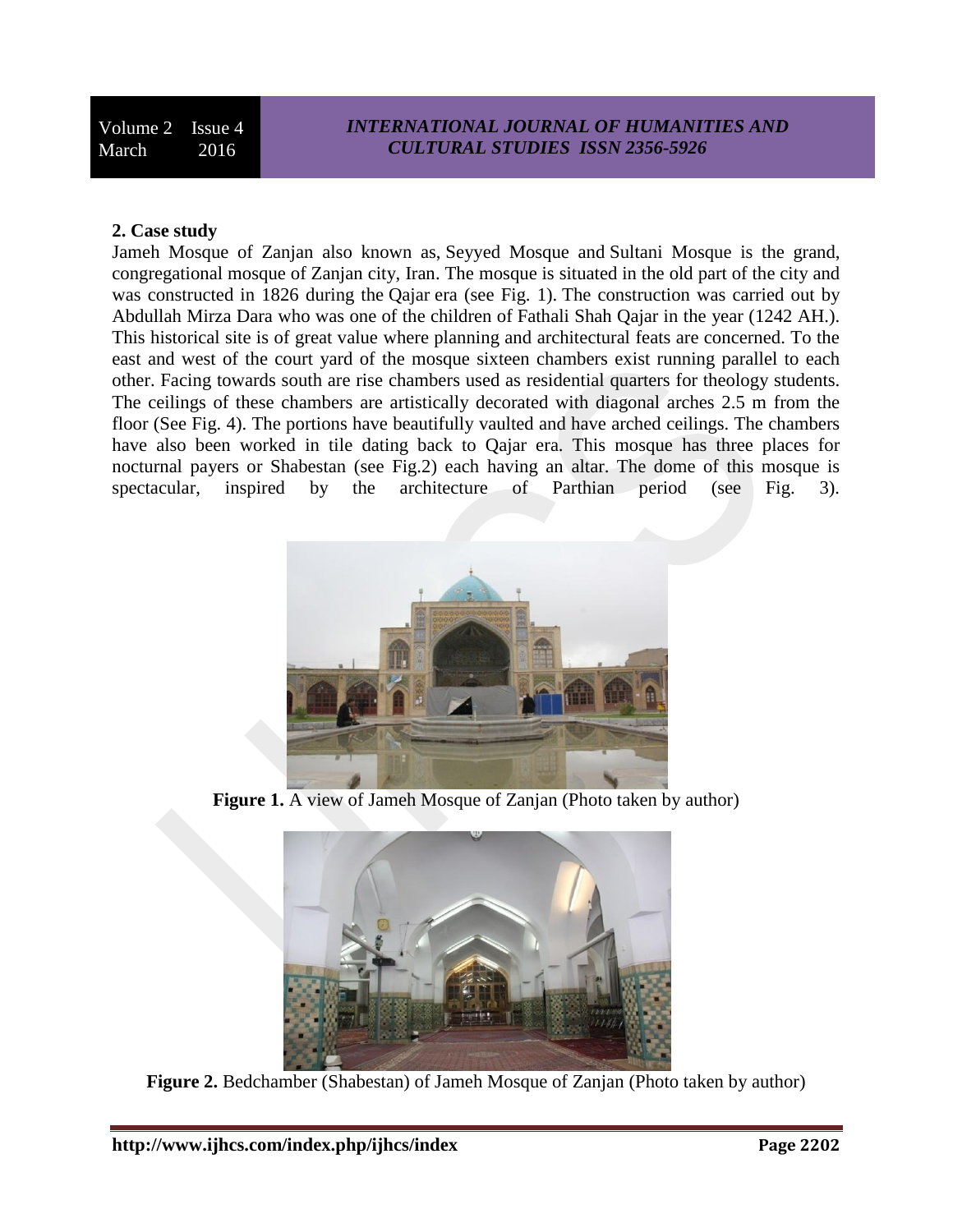## 2. Case study

Jameh Mosque of Zanjan also known as, Seyyed Mosque and Sultani Mosque is the grand, congregational mosque of Zanjan city, Iran. The mosque is situated in the old part of the city and was constructed in 1826 during the Qajar era (see Fig. 1). The construction was carried out by Abdullah Mirza Dara who was one of the children of Fathali Shah Qajar in the year (1242 AH.). This historical site is of great value where planning and architectural feats are concerned. To the east and west of the court yard of the mosque sixteen chambers exist running parallel to each other. Facing towards south are rise chambers used as residential quarters for theology students. The ceilings of these chambers are artistically decorated with diagonal arches 2.5 m from the floor (See Fig. 4). The portions have beautifully vaulted and have arched ceilings. The chambers have also been worked in tile dating back to Qajar era. This mosque has three places for nocturnal payers or Shabestan (see Fig.2) each having an altar. The dome of this mosque is spectacular, inspired by the architecture of Parthian period (see Fig. 3).

**Figure 1.** A view of Jameh Mosque of Zanjan (Photo taken by author)

**Figure 2.** Bedchamber (Shabestan) of Jameh Mosque of Zanjan (Photo taken by author)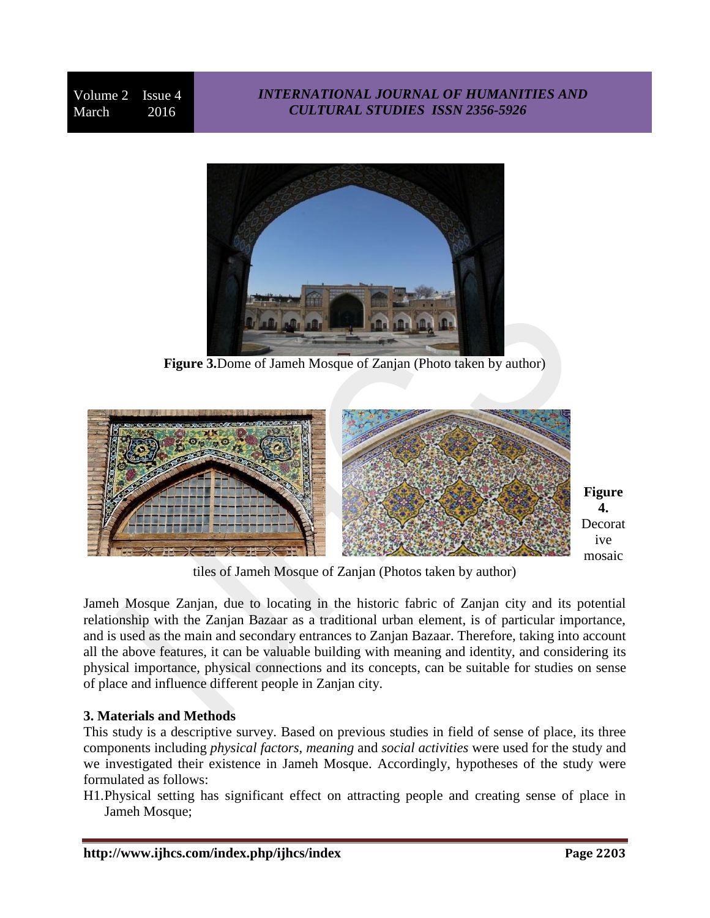**Figure 3.**Dome of Jameh Mosque of Zanjan (Photo taken by author)

**Figure 4.** Decorative mosaic tiles of Jameh Mosque of Zanjan (Photos taken by author)

Jameh Mosque Zanjan, due to locating in the historic fabric of Zanjan city and its potential relationship with the Zanjan Bazaar as a traditional urban element, is of particular importance, and is used as the main and secondary entrances to Zanjan Bazaar. Therefore, taking into account all the above features, it can be valuable building with meaning and identity, and considering its physical importance, physical connections and its concepts, can be suitable for studies on sense of place and influence different people in Zanjan city.

**3. Materials and Methods**

This study is a descriptive survey. Based on previous studies in field of sense of place, its three components including *physical factors*, *meaning* and *social activities* were used for the study and we investigated their existence in Jameh Mosque. Accordingly, hypotheses of the study were formulated as follows:

H1.Physical setting has significant effect on attracting people and creating sense of place in Jameh Mosque;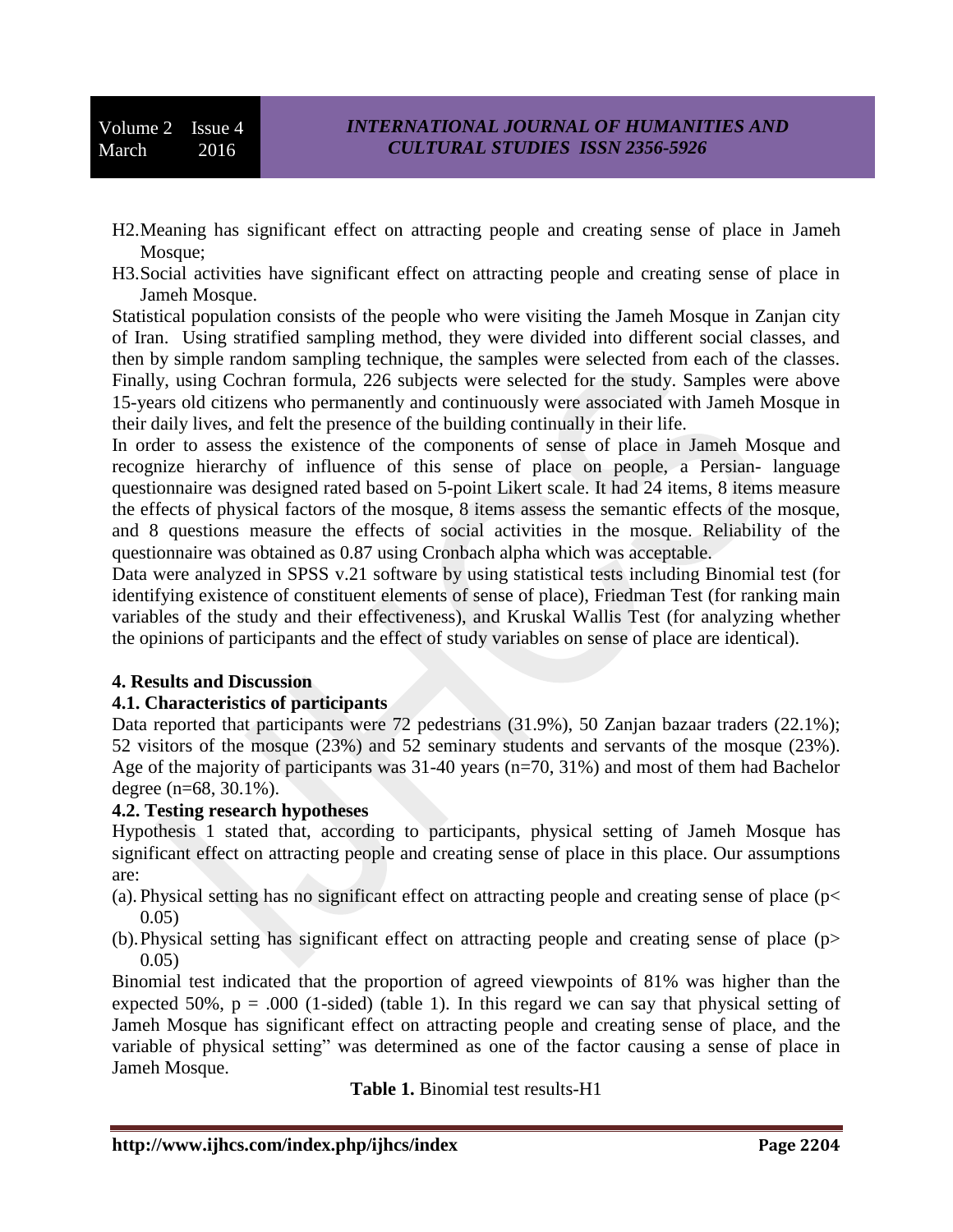H2. Meaning has significant effect on attracting people and creating sense of place in Jameh Mosque;

H3. Social activities have significant effect on attracting people and creating sense of place in Jameh Mosque.

Statistical population consists of the people who were visiting the Jameh Mosque in Zanjan city of Iran. Using stratified sampling method, they were divided into different social classes, and then by simple random sampling technique, the samples were selected from each of the classes. Finally, using Cochran formula, 226 subjects were selected for the study. Samples were above 15-years old citizens who permanently and continuously were associated with Jameh Mosque in their daily lives, and felt the presence of the building continually in their life.

In order to assess the existence of the components of sense of place in Jameh Mosque and recognize hierarchy of influence of this sense of place on people, a Persian- language questionnaire was designed rated based on 5-point Likert scale. It had 24 items, 8 items measure the effects of physical factors of the mosque, 8 items assess the semantic effects of the mosque, and 8 questions measure the effects of social activities in the mosque. Reliability of the questionnaire was obtained as 0.87 using Cronbach alpha which was acceptable.

Data were analyzed in SPSS v.21 software by using statistical tests including Binomial test (for identifying existence of constituent elements of sense of place), Friedman Test (for ranking main variables of the study and their effectiveness), and Kruskal Wallis Test (for analyzing whether the opinions of participants and the effect of study variables on sense of place are identical).

## 4. Results and Discussion

### 4.1. Characteristics of participants

Data reported that participants were 72 pedestrians (31.9%), 50 Zanjan bazaar traders (22.1%); 52 visitors of the mosque (23%) and 52 seminary students and servants of the mosque (23%). Age of the majority of participants was 31-40 years (n=70, 31%) and most of them had Bachelor degree (n=68, 30.1%).

### 4.2. Testing research hypotheses

Hypothesis 1 stated that, according to participants, physical setting of Jameh Mosque has significant effect on attracting people and creating sense of place in this place. Our assumptions are:

(a). Physical setting has no significant effect on attracting people and creating sense of place ($p < 0.05$)

(b). Physical setting has significant effect on attracting people and creating sense of place ($p > 0.05$)

Binomial test indicated that the proportion of agreed viewpoints of 81% was higher than the expected 50%, $p = .000$ (1-sided) (table 1). In this regard we can say that physical setting of Jameh Mosque has significant effect on attracting people and creating sense of place, and the variable of physical setting" was determined as one of the factor causing a sense of place in Jameh Mosque.

**Table 1.** Binomial test results-H1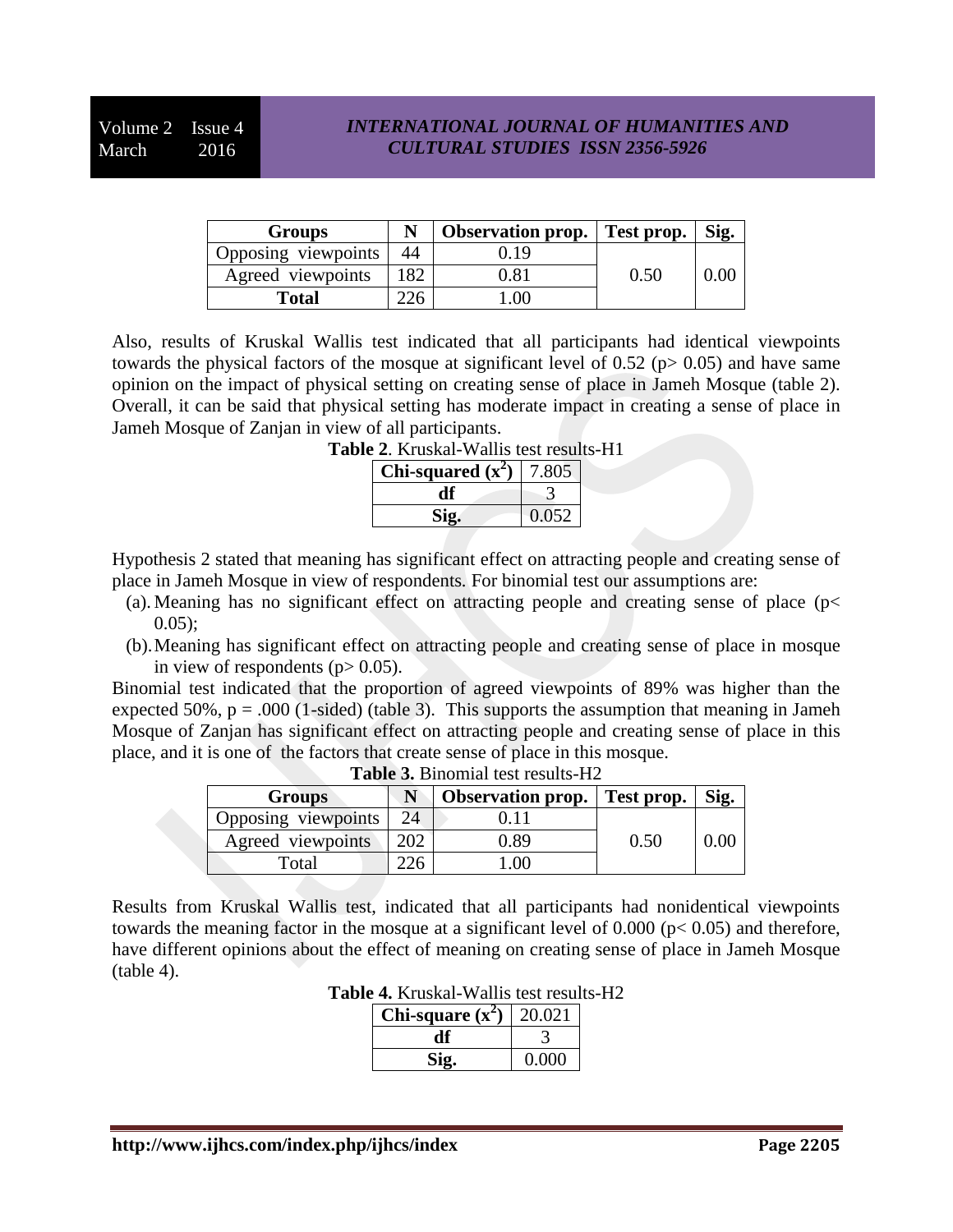| Groups | N | Observation prop. | Test prop. | Sig. |
|---|---|---|---|---|
| Opposing viewpoints | 44 | 0.19 | 0.50 | 0.00 |
| Agreed viewpoints | 182 | 0.81 | | |
| **Total** | 226 | 1.00 | | |

Also, results of Kruskal Wallis test indicated that all participants had identical viewpoints towards the physical factors of the mosque at significant level of 0.52 ($p > 0.05$) and have same opinion on the impact of physical setting on creating sense of place in Jameh Mosque (table 2). Overall, it can be said that physical setting has moderate impact in creating a sense of place in Jameh Mosque of Zanjan in view of all participants.

**Table 2**. Kruskal-Wallis test results-H1

| **Chi-squared ($x^2$)** | 7.805 |
|---|---|
| **df** | 3 |
| **Sig.** | 0.052 |

Hypothesis 2 stated that meaning has significant effect on attracting people and creating sense of place in Jameh Mosque in view of respondents. For binomial test our assumptions are:

(a). Meaning has no significant effect on attracting people and creating sense of place ($p < 0.05$);

(b). Meaning has significant effect on attracting people and creating sense of place in mosque in view of respondents ($p > 0.05$).

Binomial test indicated that the proportion of agreed viewpoints of 89% was higher than the expected 50%, p = .000 (1-sided) (table 3). This supports the assumption that meaning in Jameh Mosque of Zanjan has significant effect on attracting people and creating sense of place in this place, and it is one of the factors that create sense of place in this mosque.

**Table 3.** Binomial test results-H2

| Groups | N | Observation prop. | Test prop. | Sig. |
|---|---|---|---|---|
| Opposing viewpoints | 24 | 0.11 | 0.50 | 0.00 |
| Agreed viewpoints | 202 | 0.89 | | |
| Total | 226 | 1.00 | | |

Results from Kruskal Wallis test, indicated that all participants had nonidentical viewpoints towards the meaning factor in the mosque at a significant level of 0.000 ($p < 0.05$) and therefore, have different opinions about the effect of meaning on creating sense of place in Jameh Mosque (table 4).

**Table 4.** Kruskal-Wallis test results-H2

| **Chi-square ($x^2$)** | 20.021 |
|---|---|
| **df** | 3 |
| **Sig.** | 0.000 |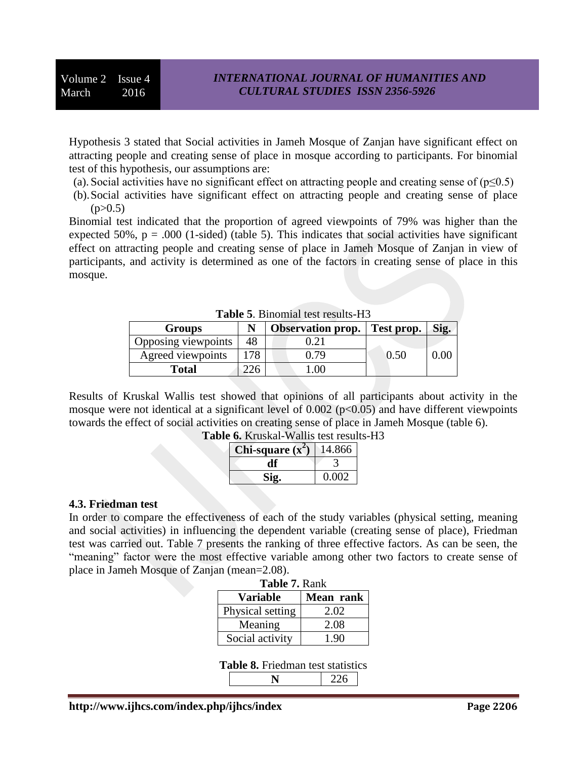Hypothesis 3 stated that Social activities in Jameh Mosque of Zanjan have significant effect on attracting people and creating sense of place in mosque according to participants. For binomial test of this hypothesis, our assumptions are:

(a). Social activities have no significant effect on attracting people and creating sense of ($p \leq 0.5$)

(b). Social activities have significant effect on attracting people and creating sense of place ($p > 0.5$)

Binomial test indicated that the proportion of agreed viewpoints of 79% was higher than the expected 50%, p = .000 (1-sided) (table 5). This indicates that social activities have significant effect on attracting people and creating sense of place in Jameh Mosque of Zanjan in view of participants, and activity is determined as one of the factors in creating sense of place in this mosque.

**Table 5**. Binomial test results-H3

| Groups | N | Observation prop. | Test prop. | Sig. |
|---|---|---|---|---|
| Opposing viewpoints | 48 | 0.21 | 0.50 | 0.00 |
| Agreed viewpoints | 178 | 0.79 | | |
| **Total** | 226 | 1.00 | | |

Results of Kruskal Wallis test showed that opinions of all participants about activity in the mosque were not identical at a significant level of 0.002 ($p<0.05$) and have different viewpoints towards the effect of social activities on creating sense of place in Jameh Mosque (table 6).

**Table 6.** Kruskal-Wallis test results-H3

| **Chi-square ($x^2$)** | 14.866 |
|---|---|
| **df** | 3 |
| **Sig.** | 0.002 |

### 4.3. Friedman test

In order to compare the effectiveness of each of the study variables (physical setting, meaning and social activities) in influencing the dependent variable (creating sense of place), Friedman test was carried out. Table 7 presents the ranking of three effective factors. As can be seen, the "meaning" factor were the most effective variable among other two factors to create sense of place in Jameh Mosque of Zanjan (mean=2.08).

**Table 7.** Rank

| Variable | Mean rank |
|---|---|
| Physical setting | 2.02 |
| Meaning | 2.08 |
| Social activity | 1.90 |

**Table 8.** Friedman test statistics

| **N** | 226 |
|---|---|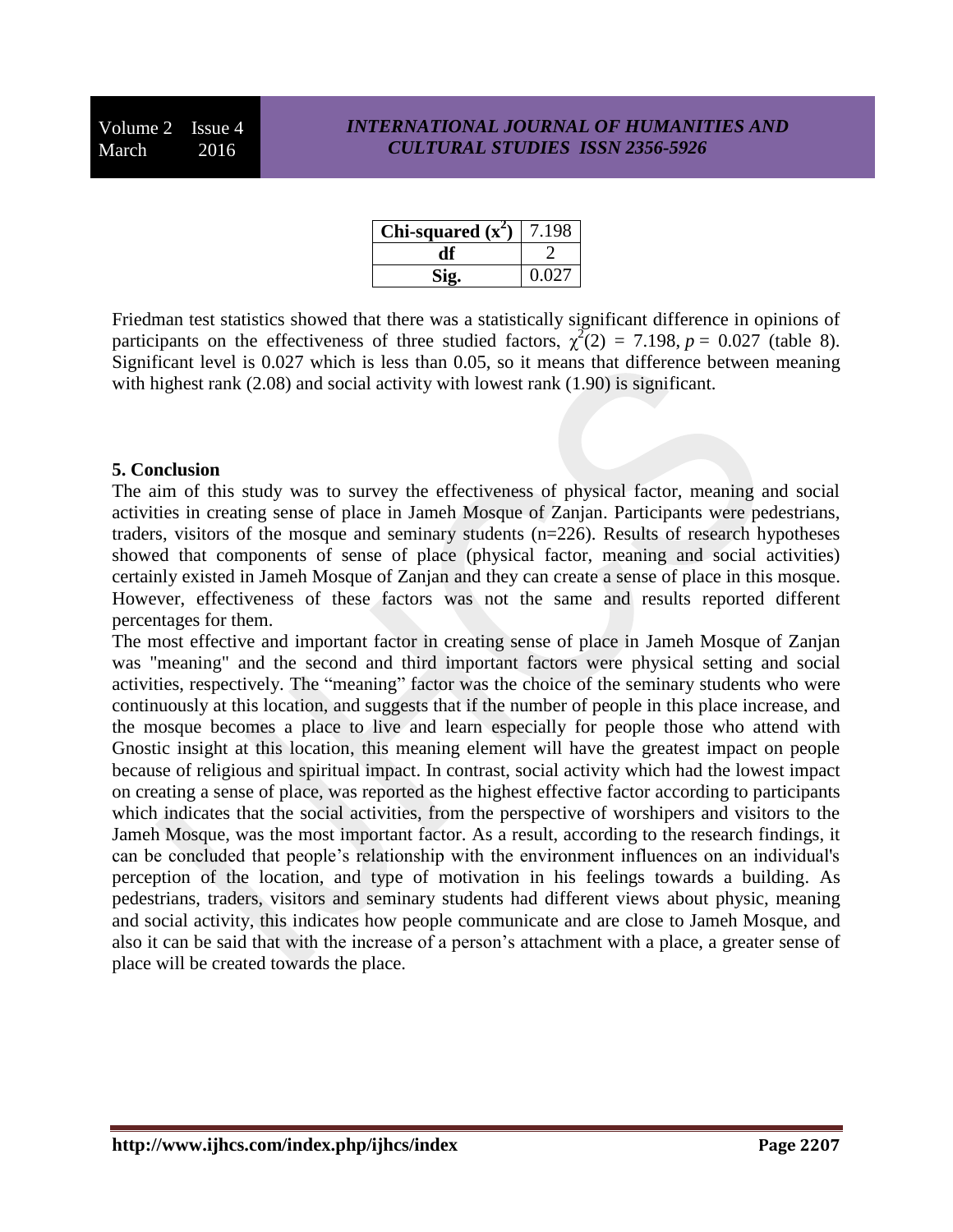| Chi-squared ($x^2$) | 7.198 |
|---|---|
| df | 2 |
| Sig. | 0.027 |

Friedman test statistics showed that there was a statistically significant difference in opinions of participants on the effectiveness of three studied factors, $\chi^2(2) = 7.198$, $p = 0.027$ (table 8). Significant level is 0.027 which is less than 0.05, so it means that difference between meaning with highest rank (2.08) and social activity with lowest rank (1.90) is significant.

## 5. Conclusion

The aim of this study was to survey the effectiveness of physical factor, meaning and social activities in creating sense of place in Jameh Mosque of Zanjan. Participants were pedestrians, traders, visitors of the mosque and seminary students (n=226). Results of research hypotheses showed that components of sense of place (physical factor, meaning and social activities) certainly existed in Jameh Mosque of Zanjan and they can create a sense of place in this mosque. However, effectiveness of these factors was not the same and results reported different percentages for them.

The most effective and important factor in creating sense of place in Jameh Mosque of Zanjan was "meaning" and the second and third important factors were physical setting and social activities, respectively. The "meaning" factor was the choice of the seminary students who were continuously at this location, and suggests that if the number of people in this place increase, and the mosque becomes a place to live and learn especially for people those who attend with Gnostic insight at this location, this meaning element will have the greatest impact on people because of religious and spiritual impact. In contrast, social activity which had the lowest impact on creating a sense of place, was reported as the highest effective factor according to participants which indicates that the social activities, from the perspective of worshipers and visitors to the Jameh Mosque, was the most important factor. As a result, according to the research findings, it can be concluded that people's relationship with the environment influences on an individual's perception of the location, and type of motivation in his feelings towards a building. As pedestrians, traders, visitors and seminary students had different views about physic, meaning and social activity, this indicates how people communicate and are close to Jameh Mosque, and also it can be said that with the increase of a person's attachment with a place, a greater sense of place will be created towards the place.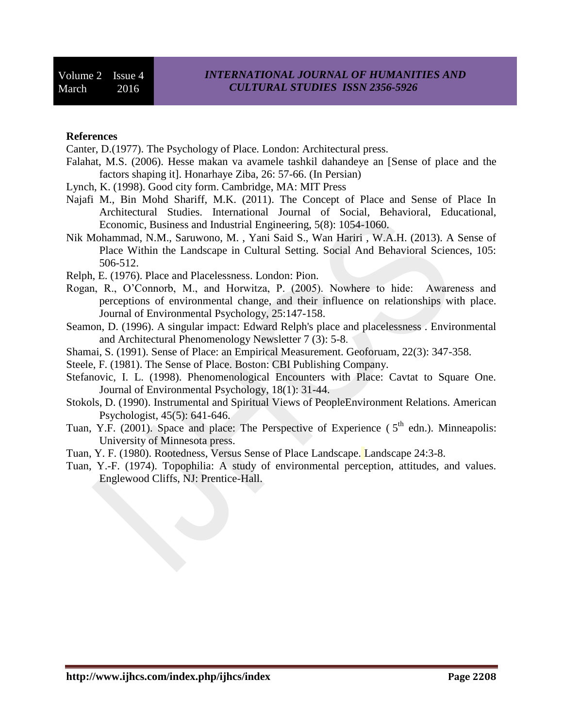**References**

Canter, D.(1977). The Psychology of Place. London: Architectural press.

Falahat, M.S. (2006). Hesse makan va avamele tashkil dahandeye an [Sense of place and the factors shaping it]. Honarhaye Ziba, 26: 57-66. (In Persian)

Lynch, K. (1998). Good city form. Cambridge, MA: MIT Press

Najafi M., Bin Mohd Shariff, M.K. (2011). The Concept of Place and Sense of Place In Architectural Studies. International Journal of Social, Behavioral, Educational, Economic, Business and Industrial Engineering, 5(8): 1054-1060.

Nik Mohammad, N.M., Saruwono, M. , Yani Said S., Wan Hariri , W.A.H. (2013). A Sense of Place Within the Landscape in Cultural Setting. Social And Behavioral Sciences, 105: 506-512.

Relph, E. (1976). Place and Placelessness. London: Pion.

Rogan, R., O'Connorb, M., and Horwitza, P. (2005). Nowhere to hide: Awareness and perceptions of environmental change, and their influence on relationships with place. Journal of Environmental Psychology, 25:147-158.

Seamon, D. (1996). A singular impact: Edward Relph's place and placelessness . Environmental and Architectural Phenomenology Newsletter 7 (3): 5-8.

Shamai, S. (1991). Sense of Place: an Empirical Measurement. Geoforuam, 22(3): 347-358.

Steele, F. (1981). The Sense of Place. Boston: CBI Publishing Company.

Stefanovic, I. L. (1998). Phenomenological Encounters with Place: Cavtat to Square One. Journal of Environmental Psychology, 18(1): 31-44.

Stokols, D. (1990). Instrumental and Spiritual Views of PeopleEnvironment Relations. American Psychologist, 45(5): 641-646.

Tuan, Y.F. (2001). Space and place: The Perspective of Experience ( 5th edn.). Minneapolis: University of Minnesota press.

Tuan, Y. F. (1980). Rootedness, Versus Sense of Place Landscape. Landscape 24:3-8.

Tuan, Y.-F. (1974). Topophilia: A study of environmental perception, attitudes, and values. Englewood Cliffs, NJ: Prentice-Hall.